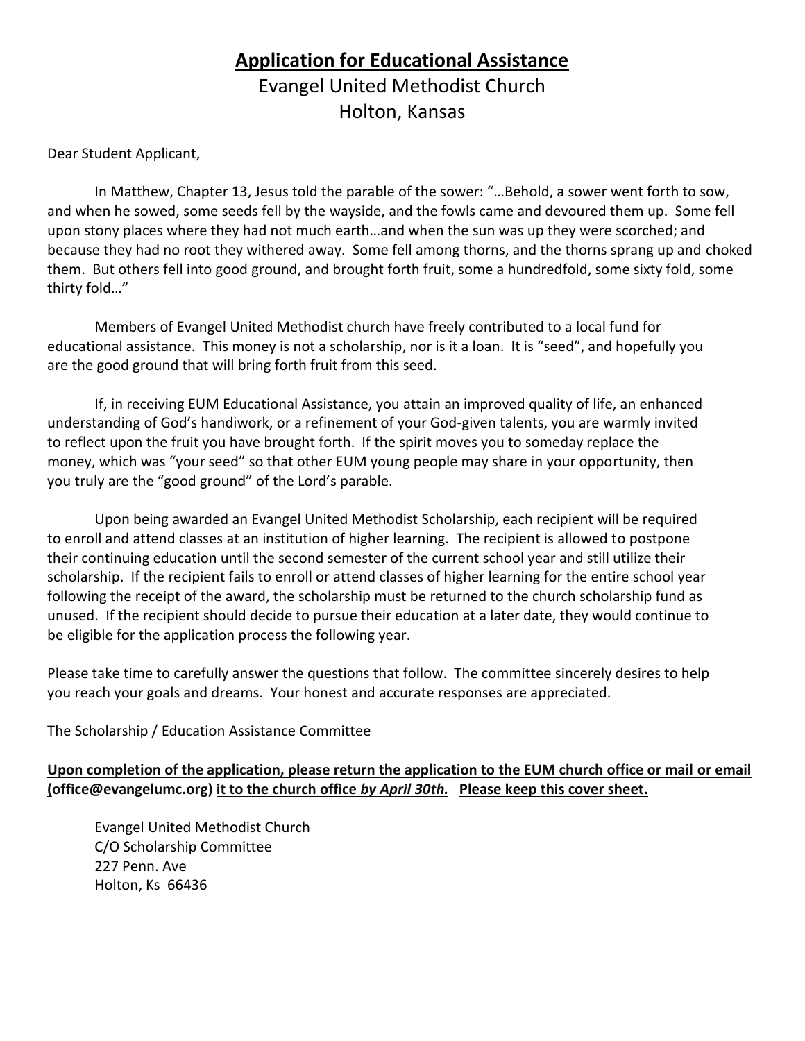# **Application for Educational Assistance**

Evangel United Methodist Church

Holton, Kansas

Dear Student Applicant,

In Matthew, Chapter 13, Jesus told the parable of the sower: "…Behold, a sower went forth to sow, and when he sowed, some seeds fell by the wayside, and the fowls came and devoured them up. Some fell upon stony places where they had not much earth…and when the sun was up they were scorched; and because they had no root they withered away. Some fell among thorns, and the thorns sprang up and choked them. But others fell into good ground, and brought forth fruit, some a hundredfold, some sixty fold, some thirty fold…"

Members of Evangel United Methodist church have freely contributed to a local fund for educational assistance. This money is not a scholarship, nor is it a loan. It is "seed", and hopefully you are the good ground that will bring forth fruit from this seed.

If, in receiving EUM Educational Assistance, you attain an improved quality of life, an enhanced understanding of God's handiwork, or a refinement of your God-given talents, you are warmly invited to reflect upon the fruit you have brought forth. If the spirit moves you to someday replace the money, which was "your seed" so that other EUM young people may share in your opportunity, then you truly are the "good ground" of the Lord's parable.

Upon being awarded an Evangel United Methodist Scholarship, each recipient will be required to enroll and attend classes at an institution of higher learning. The recipient is allowed to postpone their continuing education until the second semester of the current school year and still utilize their scholarship. If the recipient fails to enroll or attend classes of higher learning for the entire school year following the receipt of the award, the scholarship must be returned to the church scholarship fund as unused. If the recipient should decide to pursue their education at a later date, they would continue to be eligible for the application process the following year.

Please take time to carefully answer the questions that follow. The committee sincerely desires to help you reach your goals and dreams. Your honest and accurate responses are appreciated.

The Scholarship / Education Assistance Committee

**Upon completion of the application, please return the application to the EUM church office or mail or email (office@evangelumc.org) it to the church office *by April 30th.* Please keep this cover sheet.**

Evangel United Methodist Church
C/O Scholarship Committee
227 Penn. Ave
Holton, Ks 66436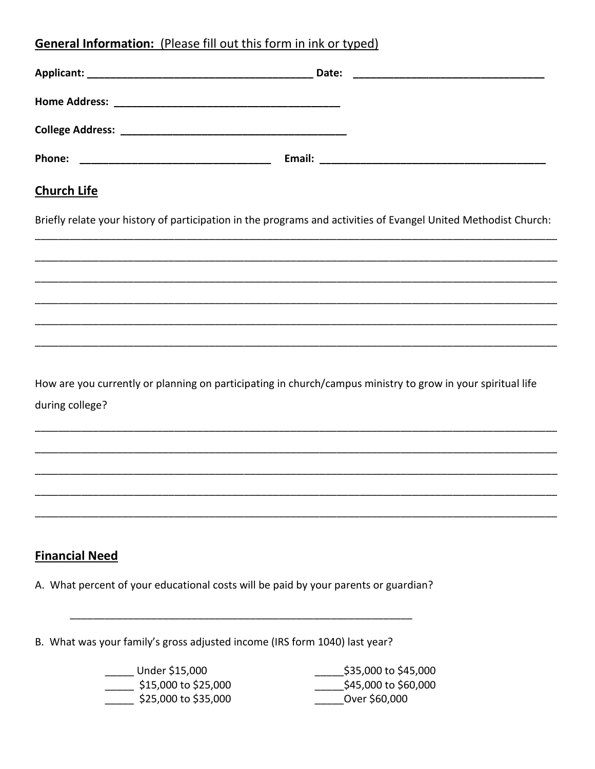## General Information: (Please fill out this form in ink or typed)

**Applicant:** _______________________________________ **Date:** _________________________________

**Home Address:** _______________________________________

**College Address:** _______________________________________

**Phone:** _________________________________ **Email:** _______________________________________

## Church Life

Briefly relate your history of participation in the programs and activities of Evangel United Methodist Church:

_____________________________________________________________________________________________

_____________________________________________________________________________________________

_____________________________________________________________________________________________

_____________________________________________________________________________________________

_____________________________________________________________________________________________

_____________________________________________________________________________________________

How are you currently or planning on participating in church/campus ministry to grow in your spiritual life during college?

_____________________________________________________________________________________________

_____________________________________________________________________________________________

_____________________________________________________________________________________________

_____________________________________________________________________________________________

_____________________________________________________________________________________________

## Financial Need

A. What percent of your educational costs will be paid by your parents or guardian?

_____________________________________________________________

B. What was your family's gross adjusted income (IRS form 1040) last year?

_____ Under $15,000
_____ $15,000 to $25,000
_____ $25,000 to $35,000
_____ $35,000 to $45,000
_____ $45,000 to $60,000
_____ Over $60,000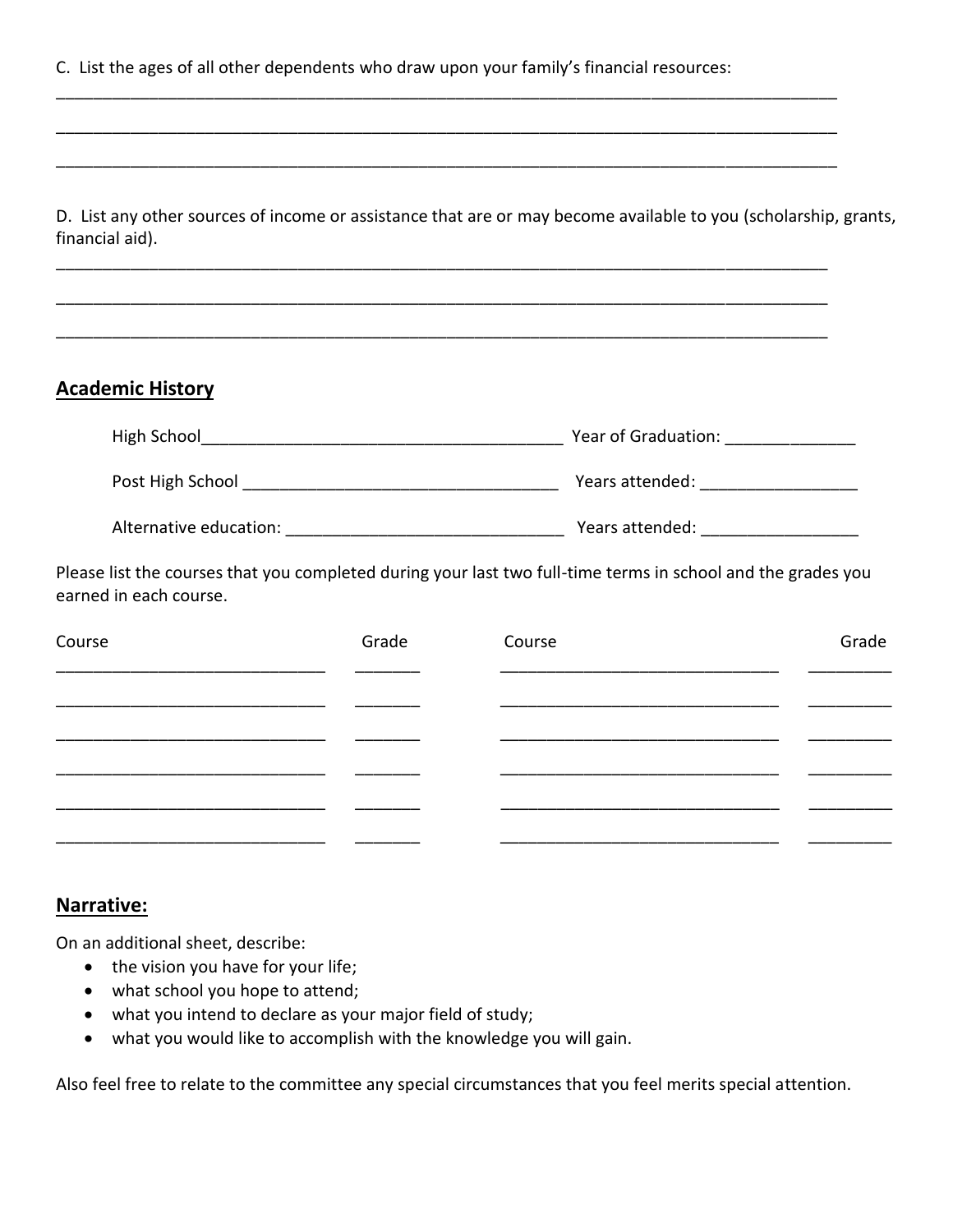C. List the ages of all other dependents who draw upon your family's financial resources:

_______________________________________________________________________________________

_______________________________________________________________________________________

_______________________________________________________________________________________

D. List any other sources of income or assistance that are or may become available to you (scholarship, grants, financial aid).

_______________________________________________________________________________________

_______________________________________________________________________________________

_______________________________________________________________________________________

## Academic History

High School_______________________________________ Year of Graduation: _____________

Post High School _________________________________ Years attended: ________________

Alternative education: _____________________________ Years attended: ________________

Please list the courses that you completed during your last two full-time terms in school and the grades you earned in each course.

| Course | Grade | Course | Grade |
|---|---|---|---|
| | | | |
| | | | |
| | | | |
| | | | |
| | | | |
| | | | |

## Narrative:

On an additional sheet, describe:

- the vision you have for your life;
- what school you hope to attend;
- what you intend to declare as your major field of study;
- what you would like to accomplish with the knowledge you will gain.

Also feel free to relate to the committee any special circumstances that you feel merits special attention.